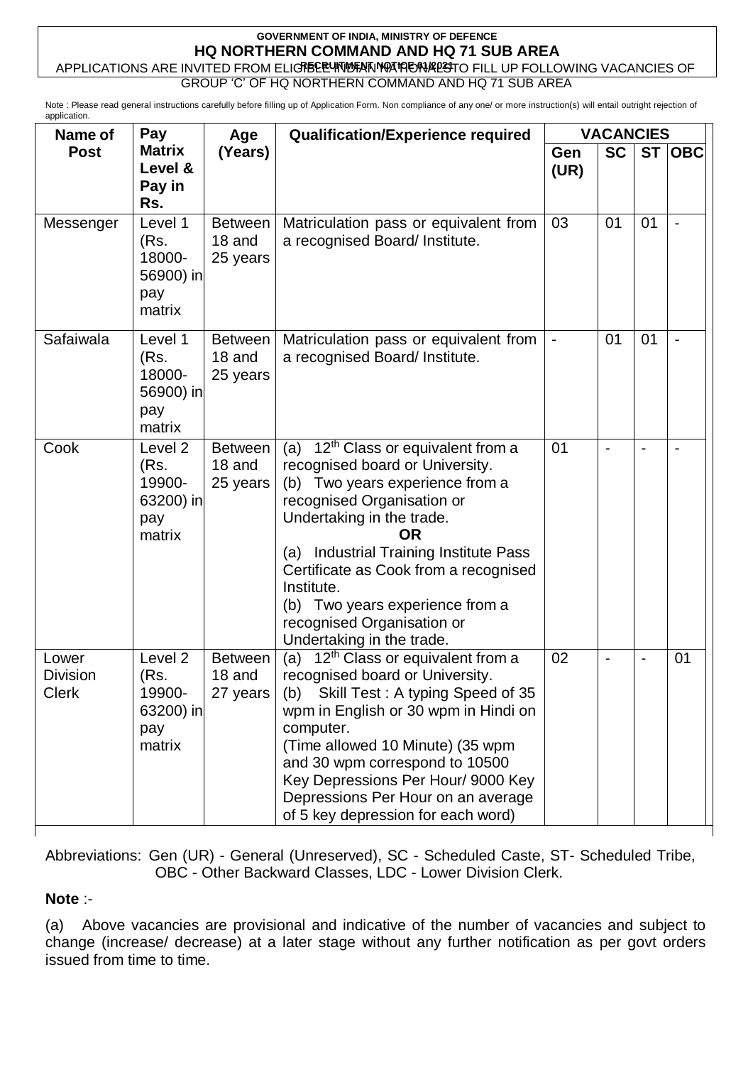**GOVERNMENT OF INDIA, MINISTRY OF DEFENCE**

**HQ NORTHERN COMMAND AND HQ 71 SUB AREA**

**RECRUITMENT NOTICE 01/2021**

APPLICATIONS ARE INVITED FROM ELIGIBLE INDIAN NATIONALS TO FILL UP FOLLOWING VACANCIES OF GROUP 'C' OF HQ NORTHERN COMMAND AND HQ 71 SUB AREA

Note : Please read general instructions carefully before filling up of Application Form. Non compliance of any one/ or more instruction(s) will entail outright rejection of application.

| Name of Post | Pay Matrix Level & Pay in Rs. | Age (Years) | Qualification/Experience required | VACANCIES | | | |
|---|---|---|---|---|---|---|---|
| | | | | Gen (UR) | SC | ST | OBC |
| Messenger | Level 1 (Rs. 18000-56900) in pay matrix | Between 18 and 25 years | Matriculation pass or equivalent from a recognised Board/ Institute. | 03 | 01 | 01 | - |
| Safaiwala | Level 1 (Rs. 18000-56900) in pay matrix | Between 18 and 25 years | Matriculation pass or equivalent from a recognised Board/ Institute. | - | 01 | 01 | - |
| Cook | Level 2 (Rs. 19900-63200) in pay matrix | Between 18 and 25 years | (a) 12th Class or equivalent from a recognised board or University. (b) Two years experience from a recognised Organisation or Undertaking in the trade. **OR** (a) Industrial Training Institute Pass Certificate as Cook from a recognised Institute. (b) Two years experience from a recognised Organisation or Undertaking in the trade. | 01 | - | - | - |
| Lower Division Clerk | Level 2 (Rs. 19900-63200) in pay matrix | Between 18 and 27 years | (a) 12th Class or equivalent from a recognised board or University. (b) Skill Test : A typing Speed of 35 wpm in English or 30 wpm in Hindi on computer. (Time allowed 10 Minute) (35 wpm and 30 wpm correspond to 10500 Key Depressions Per Hour/ 9000 Key Depressions Per Hour on an average of 5 key depression for each word) | 02 | - | - | 01 |

Abbreviations: Gen (UR) - General (Unreserved), SC - Scheduled Caste, ST- Scheduled Tribe, OBC - Other Backward Classes, LDC - Lower Division Clerk.

**Note** :-

(a) Above vacancies are provisional and indicative of the number of vacancies and subject to change (increase/ decrease) at a later stage without any further notification as per govt orders issued from time to time.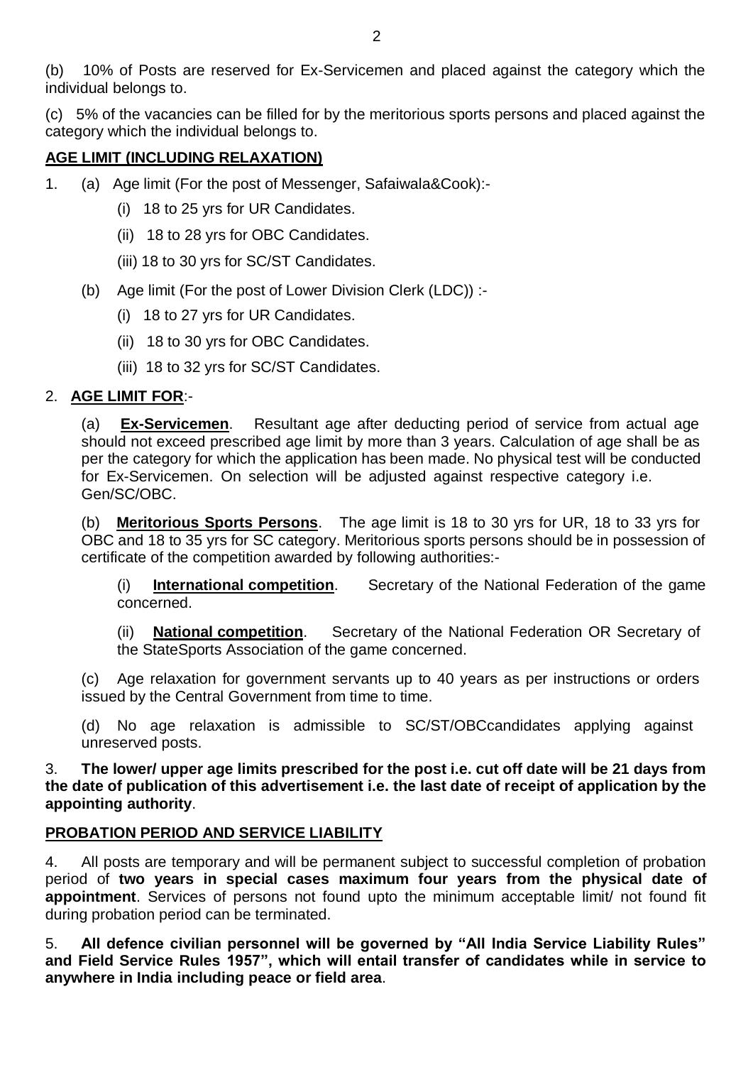(b) 10% of Posts are reserved for Ex-Servicemen and placed against the category which the individual belongs to.

(c) 5% of the vacancies can be filled for by the meritorious sports persons and placed against the category which the individual belongs to.

**AGE LIMIT (INCLUDING RELAXATION)**

1. (a) Age limit (For the post of Messenger, Safaiwala&Cook):-

   (i) 18 to 25 yrs for UR Candidates.

   (ii) 18 to 28 yrs for OBC Candidates.

   (iii) 18 to 30 yrs for SC/ST Candidates.

   (b) Age limit (For the post of Lower Division Clerk (LDC)) :-

   (i) 18 to 27 yrs for UR Candidates.

   (ii) 18 to 30 yrs for OBC Candidates.

   (iii) 18 to 32 yrs for SC/ST Candidates.

2. **AGE LIMIT FOR**:-

   (a) **Ex-Servicemen**. Resultant age after deducting period of service from actual age should not exceed prescribed age limit by more than 3 years. Calculation of age shall be as per the category for which the application has been made. No physical test will be conducted for Ex-Servicemen. On selection will be adjusted against respective category i.e. Gen/SC/OBC.

   (b) **Meritorious Sports Persons**. The age limit is 18 to 30 yrs for UR, 18 to 33 yrs for OBC and 18 to 35 yrs for SC category. Meritorious sports persons should be in possession of certificate of the competition awarded by following authorities:-

   (i) **International competition**. Secretary of the National Federation of the game concerned.

   (ii) **National competition**. Secretary of the National Federation OR Secretary of the StateSports Association of the game concerned.

   (c) Age relaxation for government servants up to 40 years as per instructions or orders issued by the Central Government from time to time.

   (d) No age relaxation is admissible to SC/ST/OBCcandidates applying against unreserved posts.

3. **The lower/ upper age limits prescribed for the post i.e. cut off date will be 21 days from the date of publication of this advertisement i.e. the last date of receipt of application by the appointing authority**.

**PROBATION PERIOD AND SERVICE LIABILITY**

4. All posts are temporary and will be permanent subject to successful completion of probation period of **two years in special cases maximum four years from the physical date of appointment**. Services of persons not found upto the minimum acceptable limit/ not found fit during probation period can be terminated.

5. **All defence civilian personnel will be governed by "All India Service Liability Rules" and Field Service Rules 1957", which will entail transfer of candidates while in service to anywhere in India including peace or field area**.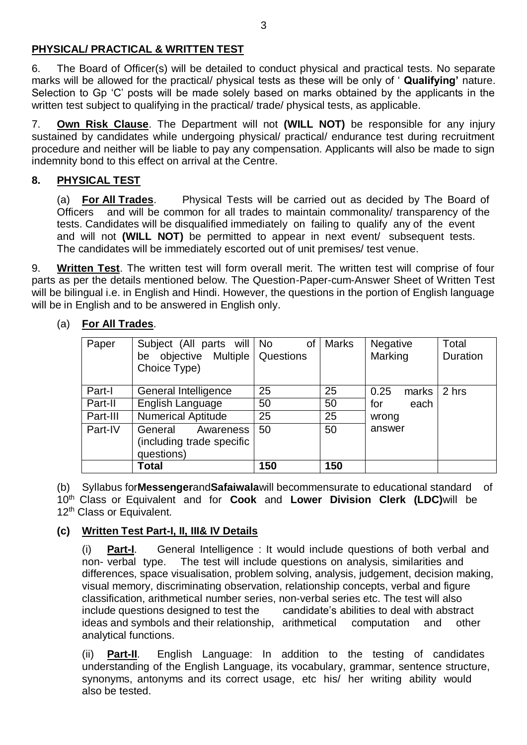## PHYSICAL/ PRACTICAL & WRITTEN TEST

6. The Board of Officer(s) will be detailed to conduct physical and practical tests. No separate marks will be allowed for the practical/ physical tests as these will be only of ' **Qualifying'** nature. Selection to Gp 'C' posts will be made solely based on marks obtained by the applicants in the written test subject to qualifying in the practical/ trade/ physical tests, as applicable.

7. **Own Risk Clause**. The Department will not **(WILL NOT)** be responsible for any injury sustained by candidates while undergoing physical/ practical/ endurance test during recruitment procedure and neither will be liable to pay any compensation. Applicants will also be made to sign indemnity bond to this effect on arrival at the Centre.

**8. PHYSICAL TEST**

(a) **For All Trades**. Physical Tests will be carried out as decided by The Board of Officers and will be common for all trades to maintain commonality/ transparency of the tests. Candidates will be disqualified immediately on failing to qualify any of the event and will not **(WILL NOT)** be permitted to appear in next event/ subsequent tests. The candidates will be immediately escorted out of unit premises/ test venue.

9. **Written Test**. The written test will form overall merit. The written test will comprise of four parts as per the details mentioned below. The Question-Paper-cum-Answer Sheet of Written Test will be bilingual i.e. in English and Hindi. However, the questions in the portion of English language will be in English and to be answered in English only.

(a) **For All Trades**.

| Paper | Subject (All parts will be objective Multiple Choice Type) | No of Questions | Marks | Negative Marking | Total Duration |
|---|---|---|---|---|---|
| Part-I | General Intelligence | 25 | 25 | 0.25 marks for each wrong answer | 2 hrs |
| Part-II | English Language | 50 | 50 | | |
| Part-III | Numerical Aptitude | 25 | 25 | | |
| Part-IV | General Awareness (including trade specific questions) | 50 | 50 | | |
| | **Total** | **150** | **150** | | |

(b) Syllabus for **Messenger** and **Safaiwala** will be commensurate to educational standard of 10th Class or Equivalent and for **Cook** and **Lower Division Clerk (LDC)** will be 12th Class or Equivalent.

**(c) Written Test Part-I, II, III& IV Details**

(i) **Part-I**. General Intelligence : It would include questions of both verbal and non- verbal type. The test will include questions on analysis, similarities and differences, space visualisation, problem solving, analysis, judgement, decision making, visual memory, discriminating observation, relationship concepts, verbal and figure classification, arithmetical number series, non-verbal series etc. The test will also include questions designed to test the candidate's abilities to deal with abstract ideas and symbols and their relationship, arithmetical computation and other analytical functions.

(ii) **Part-II**. English Language: In addition to the testing of candidates understanding of the English Language, its vocabulary, grammar, sentence structure, synonyms, antonyms and its correct usage, etc his/ her writing ability would also be tested.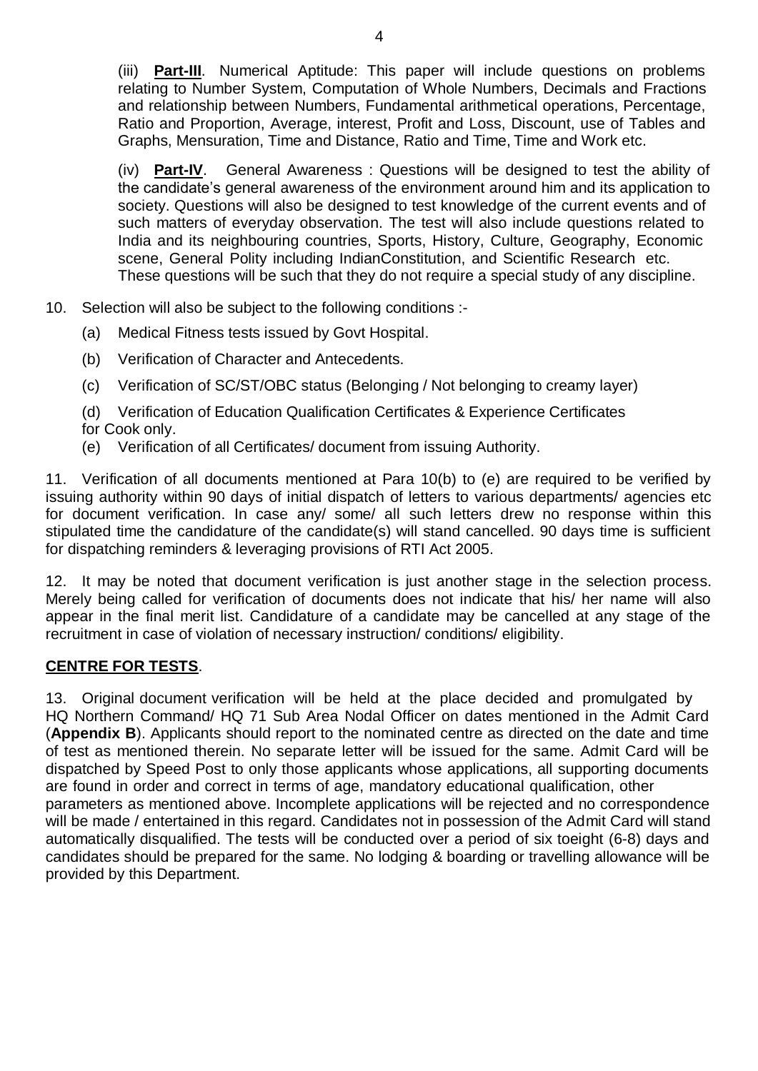(iii) **Part-III**. Numerical Aptitude: This paper will include questions on problems relating to Number System, Computation of Whole Numbers, Decimals and Fractions and relationship between Numbers, Fundamental arithmetical operations, Percentage, Ratio and Proportion, Average, interest, Profit and Loss, Discount, use of Tables and Graphs, Mensuration, Time and Distance, Ratio and Time, Time and Work etc.

(iv) **Part-IV**. General Awareness : Questions will be designed to test the ability of the candidate's general awareness of the environment around him and its application to society. Questions will also be designed to test knowledge of the current events and of such matters of everyday observation. The test will also include questions related to India and its neighbouring countries, Sports, History, Culture, Geography, Economic scene, General Polity including IndianConstitution, and Scientific Research etc. These questions will be such that they do not require a special study of any discipline.

10. Selection will also be subject to the following conditions :-

(a) Medical Fitness tests issued by Govt Hospital.

(b) Verification of Character and Antecedents.

(c) Verification of SC/ST/OBC status (Belonging / Not belonging to creamy layer)

(d) Verification of Education Qualification Certificates & Experience Certificates for Cook only.

(e) Verification of all Certificates/ document from issuing Authority.

11. Verification of all documents mentioned at Para 10(b) to (e) are required to be verified by issuing authority within 90 days of initial dispatch of letters to various departments/ agencies etc for document verification. In case any/ some/ all such letters drew no response within this stipulated time the candidature of the candidate(s) will stand cancelled. 90 days time is sufficient for dispatching reminders & leveraging provisions of RTI Act 2005.

12. It may be noted that document verification is just another stage in the selection process. Merely being called for verification of documents does not indicate that his/ her name will also appear in the final merit list. Candidature of a candidate may be cancelled at any stage of the recruitment in case of violation of necessary instruction/ conditions/ eligibility.

**CENTRE FOR TESTS**.

13. Original document verification will be held at the place decided and promulgated by HQ Northern Command/ HQ 71 Sub Area Nodal Officer on dates mentioned in the Admit Card (**Appendix B**). Applicants should report to the nominated centre as directed on the date and time of test as mentioned therein. No separate letter will be issued for the same. Admit Card will be dispatched by Speed Post to only those applicants whose applications, all supporting documents are found in order and correct in terms of age, mandatory educational qualification, other parameters as mentioned above. Incomplete applications will be rejected and no correspondence will be made / entertained in this regard. Candidates not in possession of the Admit Card will stand automatically disqualified. The tests will be conducted over a period of six toeight (6-8) days and candidates should be prepared for the same. No lodging & boarding or travelling allowance will be provided by this Department.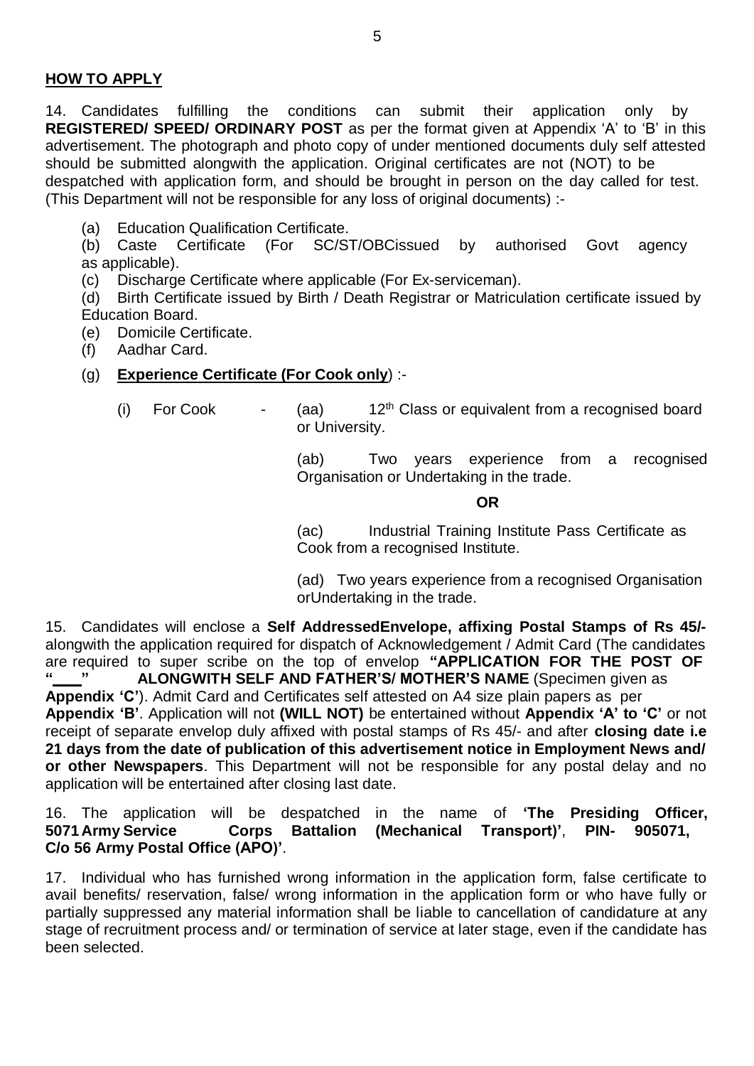**HOW TO APPLY**

14. Candidates fulfilling the conditions can submit their application only by **REGISTERED/ SPEED/ ORDINARY POST** as per the format given at Appendix 'A' to 'B' in this advertisement. The photograph and photo copy of under mentioned documents duly self attested should be submitted alongwith the application. Original certificates are not (NOT) to be despatched with application form, and should be brought in person on the day called for test. (This Department will not be responsible for any loss of original documents) :-

(a) Education Qualification Certificate.

(b) Caste Certificate (For SC/ST/OBCissued by authorised Govt agency as applicable).

(c) Discharge Certificate where applicable (For Ex-serviceman).

(d) Birth Certificate issued by Birth / Death Registrar or Matriculation certificate issued by Education Board.

(e) Domicile Certificate.

(f) Aadhar Card.

(g) **Experience Certificate (For Cook only**) :-

(i) For Cook - (aa) 12th Class or equivalent from a recognised board or University.

(ab) Two years experience from a recognised Organisation or Undertaking in the trade.

**OR**

(ac) Industrial Training Institute Pass Certificate as Cook from a recognised Institute.

(ad) Two years experience from a recognised Organisation orUndertaking in the trade.

15. Candidates will enclose a **Self AddressedEnvelope, affixing Postal Stamps of Rs 45/-** alongwith the application required for dispatch of Acknowledgement / Admit Card (The candidates are required to super scribe on the top of envelop **"APPLICATION FOR THE POST OF "\_\_\_" ALONGWITH SELF AND FATHER'S/ MOTHER'S NAME** (Specimen given as **Appendix 'C'**). Admit Card and Certificates self attested on A4 size plain papers as per **Appendix 'B'**. Application will not **(WILL NOT)** be entertained without **Appendix 'A' to 'C'** or not receipt of separate envelop duly affixed with postal stamps of Rs 45/- and after **closing date i.e 21 days from the date of publication of this advertisement notice in Employment News and/ or other Newspapers**. This Department will not be responsible for any postal delay and no application will be entertained after closing last date.

16. The application will be despatched in the name of **'The Presiding Officer, 5071 Army Service Corps Battalion (Mechanical Transport)'**, **PIN- 905071, C/o 56 Army Postal Office (APO)'**.

17. Individual who has furnished wrong information in the application form, false certificate to avail benefits/ reservation, false/ wrong information in the application form or who have fully or partially suppressed any material information shall be liable to cancellation of candidature at any stage of recruitment process and/ or termination of service at later stage, even if the candidate has been selected.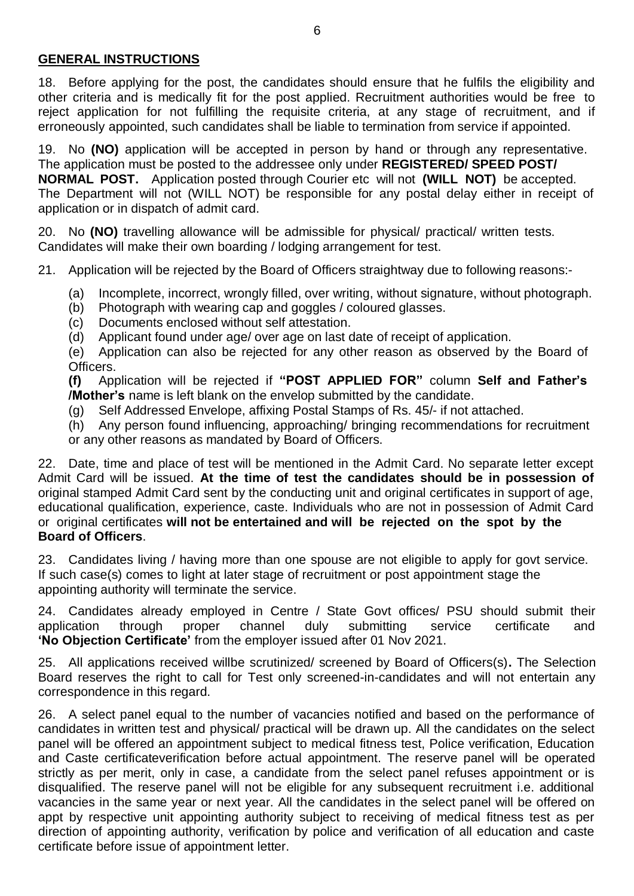**GENERAL INSTRUCTIONS**

18. Before applying for the post, the candidates should ensure that he fulfils the eligibility and other criteria and is medically fit for the post applied. Recruitment authorities would be free to reject application for not fulfilling the requisite criteria, at any stage of recruitment, and if erroneously appointed, such candidates shall be liable to termination from service if appointed.

19. No **(NO)** application will be accepted in person by hand or through any representative. The application must be posted to the addressee only under **REGISTERED/ SPEED POST/ NORMAL POST.** Application posted through Courier etc will not **(WILL NOT)** be accepted. The Department will not (WILL NOT) be responsible for any postal delay either in receipt of application or in dispatch of admit card.

20. No **(NO)** travelling allowance will be admissible for physical/ practical/ written tests. Candidates will make their own boarding / lodging arrangement for test.

21. Application will be rejected by the Board of Officers straightway due to following reasons:-

(a) Incomplete, incorrect, wrongly filled, over writing, without signature, without photograph.

(b) Photograph with wearing cap and goggles / coloured glasses.

(c) Documents enclosed without self attestation.

(d) Applicant found under age/ over age on last date of receipt of application.

(e) Application can also be rejected for any other reason as observed by the Board of Officers.

**(f)** Application will be rejected if **"POST APPLIED FOR"** column **Self and Father's /Mother's** name is left blank on the envelop submitted by the candidate.

(g) Self Addressed Envelope, affixing Postal Stamps of Rs. 45/- if not attached.

(h) Any person found influencing, approaching/ bringing recommendations for recruitment or any other reasons as mandated by Board of Officers.

22. Date, time and place of test will be mentioned in the Admit Card. No separate letter except Admit Card will be issued. **At the time of test the candidates should be in possession of** original stamped Admit Card sent by the conducting unit and original certificates in support of age, educational qualification, experience, caste. Individuals who are not in possession of Admit Card or original certificates **will not be entertained and will be rejected on the spot by the Board of Officers**.

23. Candidates living / having more than one spouse are not eligible to apply for govt service. If such case(s) comes to light at later stage of recruitment or post appointment stage the appointing authority will terminate the service.

24. Candidates already employed in Centre / State Govt offices/ PSU should submit their application through proper channel duly submitting service certificate and **'No Objection Certificate'** from the employer issued after 01 Nov 2021.

25. All applications received willbe scrutinized/ screened by Board of Officers(s)**.** The Selection Board reserves the right to call for Test only screened-in-candidates and will not entertain any correspondence in this regard.

26. A select panel equal to the number of vacancies notified and based on the performance of candidates in written test and physical/ practical will be drawn up. All the candidates on the select panel will be offered an appointment subject to medical fitness test, Police verification, Education and Caste certificateverification before actual appointment. The reserve panel will be operated strictly as per merit, only in case, a candidate from the select panel refuses appointment or is disqualified. The reserve panel will not be eligible for any subsequent recruitment i.e. additional vacancies in the same year or next year. All the candidates in the select panel will be offered on appt by respective unit appointing authority subject to receiving of medical fitness test as per direction of appointing authority, verification by police and verification of all education and caste certificate before issue of appointment letter.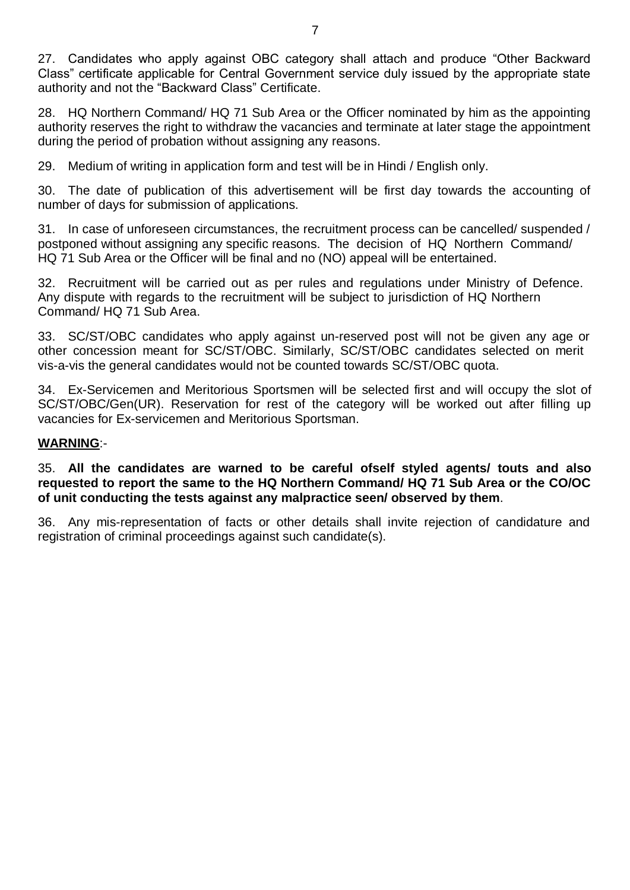27. Candidates who apply against OBC category shall attach and produce "Other Backward Class" certificate applicable for Central Government service duly issued by the appropriate state authority and not the "Backward Class" Certificate.

28. HQ Northern Command/ HQ 71 Sub Area or the Officer nominated by him as the appointing authority reserves the right to withdraw the vacancies and terminate at later stage the appointment during the period of probation without assigning any reasons.

29. Medium of writing in application form and test will be in Hindi / English only.

30. The date of publication of this advertisement will be first day towards the accounting of number of days for submission of applications.

31. In case of unforeseen circumstances, the recruitment process can be cancelled/ suspended / postponed without assigning any specific reasons. The decision of HQ Northern Command/ HQ 71 Sub Area or the Officer will be final and no (NO) appeal will be entertained.

32. Recruitment will be carried out as per rules and regulations under Ministry of Defence. Any dispute with regards to the recruitment will be subject to jurisdiction of HQ Northern Command/ HQ 71 Sub Area.

33. SC/ST/OBC candidates who apply against un-reserved post will not be given any age or other concession meant for SC/ST/OBC. Similarly, SC/ST/OBC candidates selected on merit vis-a-vis the general candidates would not be counted towards SC/ST/OBC quota.

34. Ex-Servicemen and Meritorious Sportsmen will be selected first and will occupy the slot of SC/ST/OBC/Gen(UR). Reservation for rest of the category will be worked out after filling up vacancies for Ex-servicemen and Meritorious Sportsman.

**WARNING**:-

35. **All the candidates are warned to be careful ofself styled agents/ touts and also requested to report the same to the HQ Northern Command/ HQ 71 Sub Area or the CO/OC of unit conducting the tests against any malpractice seen/ observed by them**.

36. Any mis-representation of facts or other details shall invite rejection of candidature and registration of criminal proceedings against such candidate(s).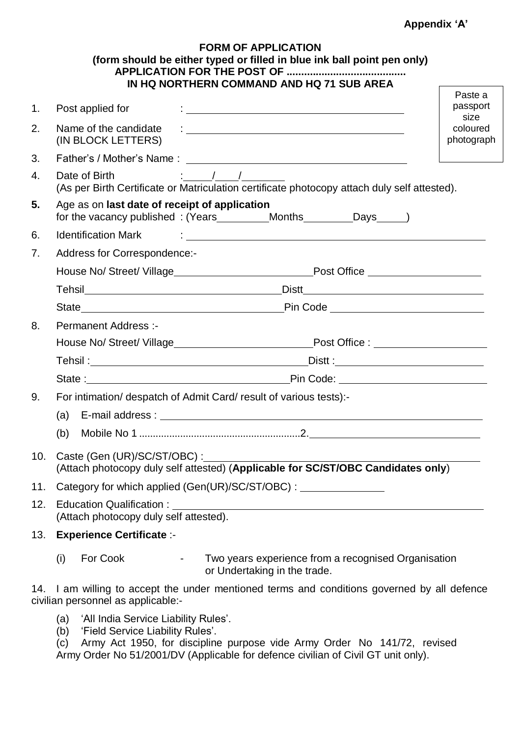**Appendix 'A'**

**FORM OF APPLICATION**
**(form should be either typed or filled in blue ink ball point pen only)**
**APPLICATION FOR THE POST OF .........................................**
**IN HQ NORTHERN COMMAND AND HQ 71 SUB AREA**

Paste a passport size coloured photograph

1. Post applied for : ____________________________________

2. Name of the candidate (IN BLOCK LETTERS) : ____________________________________

3. Father's / Mother's Name : ____________________________________

4. Date of Birth : ____/____/______
(As per Birth Certificate or Matriculation certificate photocopy attach duly self attested).

**5.** Age as on **last date of receipt of application** for the vacancy published : (Years_________Months_________Days_____)

6. Identification Mark : ____________________________________

7. Address for Correspondence:-

   House No/ Street/ Village______________________Post Office ___________________

   Tehsil________________________________Distt______________________________

   State_________________________________Pin Code __________________________

8. Permanent Address :-

   House No/ Street/ Village______________________Post Office : __________________

   Tehsil :_______________________________Distt :____________________________

   State :________________________________Pin Code: _________________________

9. For intimation/ despatch of Admit Card/ result of various tests):-

   (a) E-mail address : ____________________________________________________

   (b) Mobile No 1 ..........................................................2.______________________________

10. Caste (Gen (UR)/SC/ST/OBC) :____________________________________________
(Attach photocopy duly self attested) (**Applicable for SC/ST/OBC Candidates only**)

11. Category for which applied (Gen(UR)/SC/ST/OBC) : ______________

12. Education Qualification : ____________________________________________
(Attach photocopy duly self attested).

13. **Experience Certificate** :-

   (i) For Cook - Two years experience from a recognised Organisation or Undertaking in the trade.

14. I am willing to accept the under mentioned terms and conditions governed by all defence civilian personnel as applicable:-

   (a) 'All India Service Liability Rules'.
   (b) 'Field Service Liability Rules'.
   (c) Army Act 1950, for discipline purpose vide Army Order No 141/72, revised Army Order No 51/2001/DV (Applicable for defence civilian of Civil GT unit only).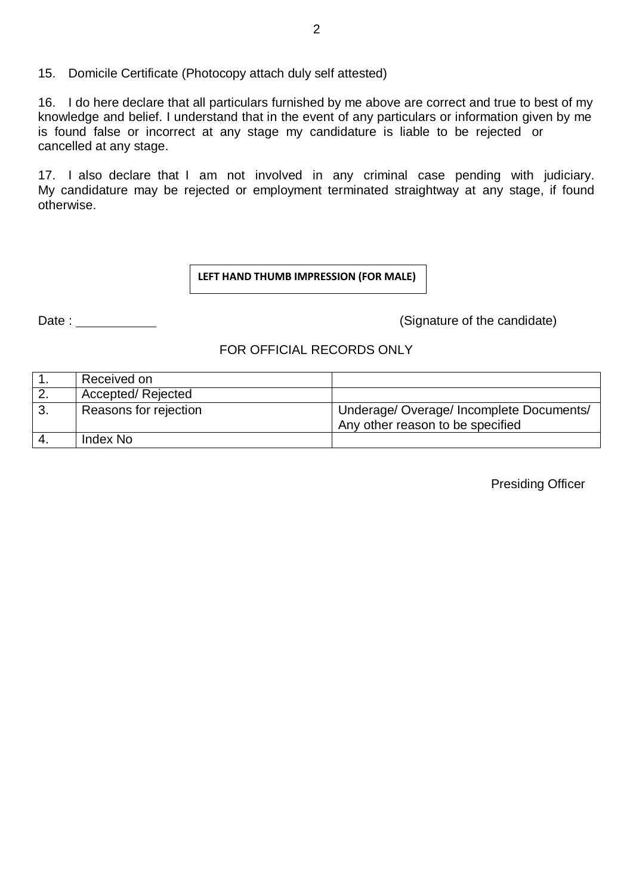15. Domicile Certificate (Photocopy attach duly self attested)

16. I do here declare that all particulars furnished by me above are correct and true to best of my knowledge and belief. I understand that in the event of any particulars or information given by me is found false or incorrect at any stage my candidature is liable to be rejected or cancelled at any stage.

17. I also declare that I am not involved in any criminal case pending with judiciary. My candidature may be rejected or employment terminated straightway at any stage, if found otherwise.

**LEFT HAND THUMB IMPRESSION (FOR MALE)**

Date : ____________ (Signature of the candidate)

FOR OFFICIAL RECORDS ONLY

| | | |
|---|---|---|
| 1. | Received on | |
| 2. | Accepted/ Rejected | |
| 3. | Reasons for rejection | Underage/ Overage/ Incomplete Documents/ Any other reason to be specified |
| 4. | Index No | |

Presiding Officer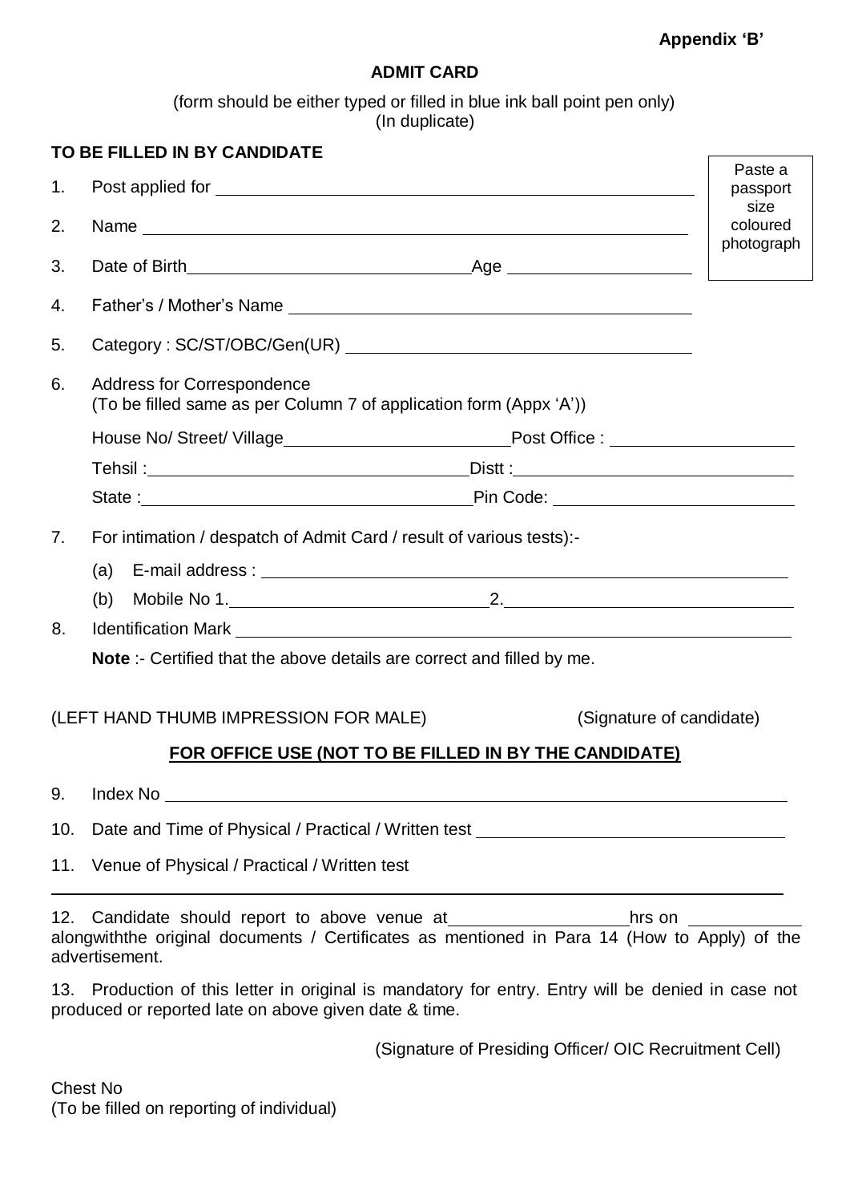Appendix 'B'

# ADMIT CARD

(form should be either typed or filled in blue ink ball point pen only)
(In duplicate)

**TO BE FILLED IN BY CANDIDATE**

Paste a passport size coloured photograph

1. Post applied for ____________________
2. Name ____________________
3. Date of Birth ____________________ Age ____________________
4. Father's / Mother's Name ____________________
5. Category : SC/ST/OBC/Gen(UR) ____________________
6. Address for Correspondence
   (To be filled same as per Column 7 of application form (Appx 'A'))

   House No/ Street/ Village ____________________ Post Office : ____________________

   Tehsil : ____________________ Distt : ____________________

   State : ____________________ Pin Code: ____________________

7. For intimation / despatch of Admit Card / result of various tests):-
   (a) E-mail address : ____________________
   (b) Mobile No 1. ____________________ 2. ____________________
8. Identification Mark ____________________

   **Note** :- Certified that the above details are correct and filled by me.

(LEFT HAND THUMB IMPRESSION FOR MALE) (Signature of candidate)

**<u>FOR OFFICE USE (NOT TO BE FILLED IN BY THE CANDIDATE)</u>**

9. Index No ____________________
10. Date and Time of Physical / Practical / Written test ____________________
11. Venue of Physical / Practical / Written test

____________________

12. Candidate should report to above venue at ____________________ hrs on ____________________ alongwiththe original documents / Certificates as mentioned in Para 14 (How to Apply) of the advertisement.

13. Production of this letter in original is mandatory for entry. Entry will be denied in case not produced or reported late on above given date & time.

(Signature of Presiding Officer/ OIC Recruitment Cell)

Chest No
(To be filled on reporting of individual)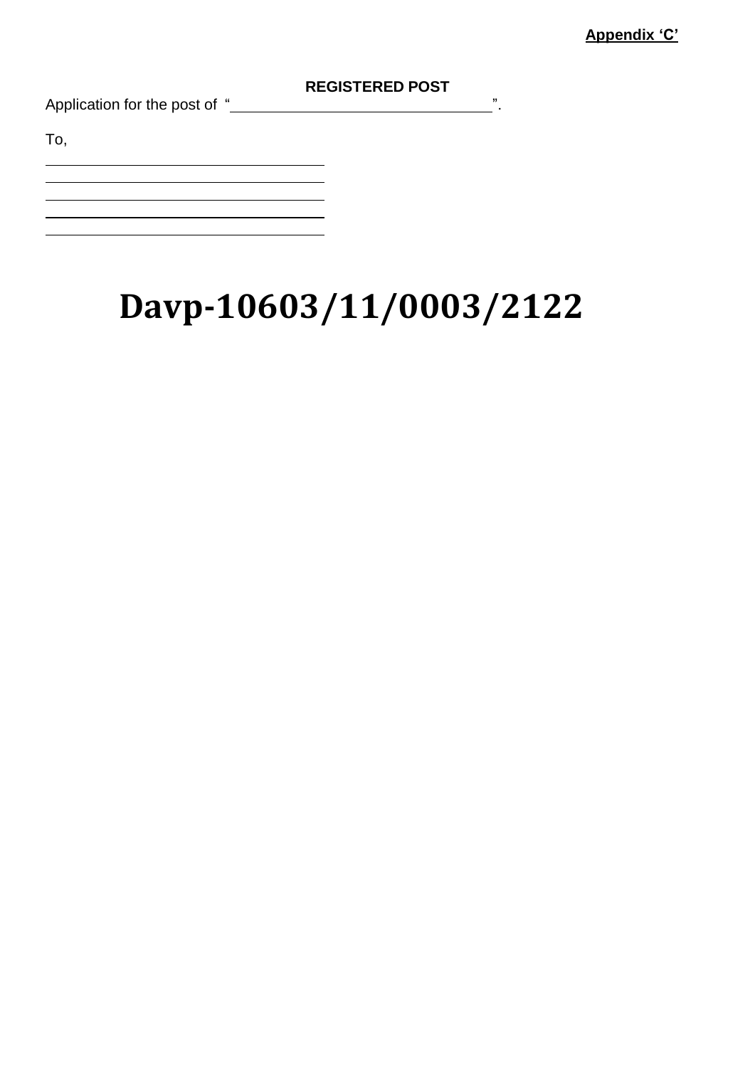**Appendix 'C'**

**REGISTERED POST**

Application for the post of "________________________________".

To,

____________________________________

____________________________________

____________________________________

____________________________________

____________________________________

# Davp-10603/11/0003/2122